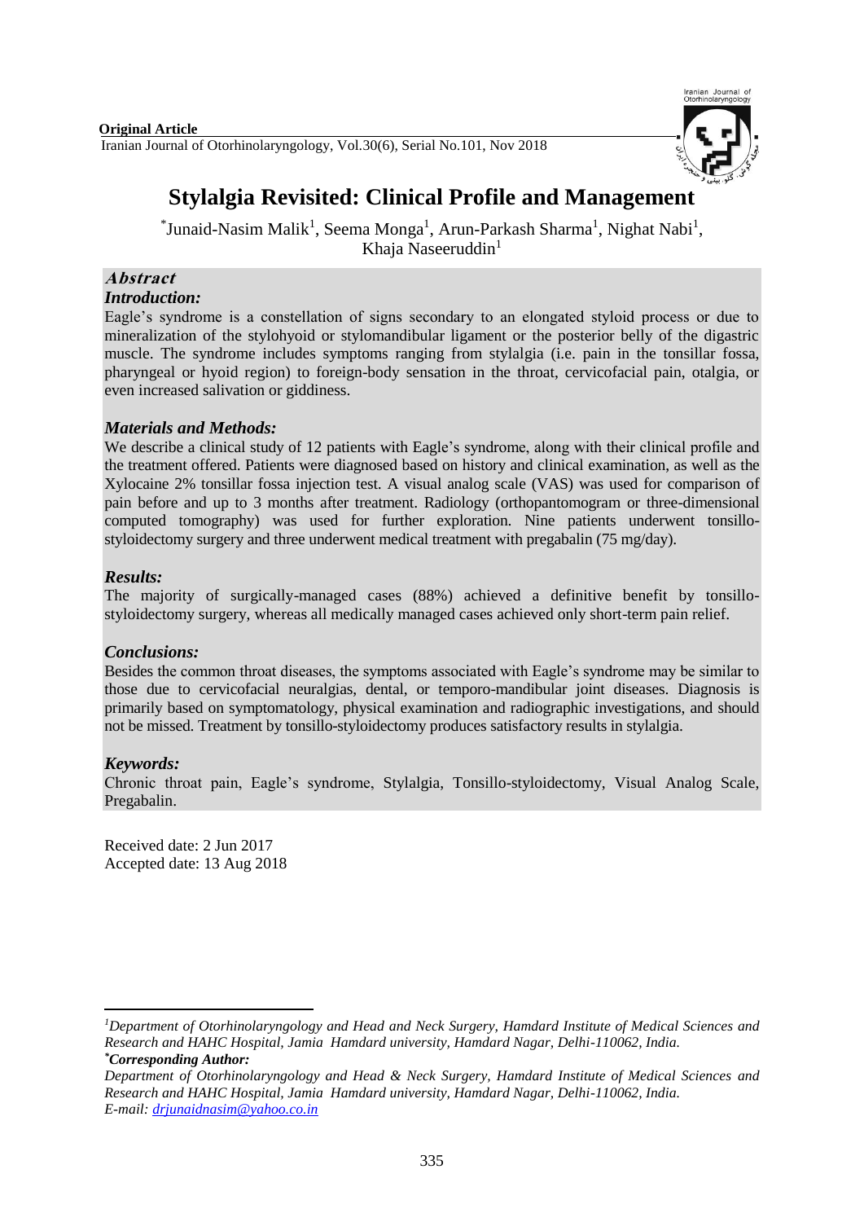**Original Article**

# Stylalgia Revisited: Clinical Profile and Management

*Junaid-Nasim Malik[1], Seema Monga[1], Arun-Parkash Sharma[1], Nighat Nabi[1], Khaja Naseeruddin[1]

## Abstract

### *Introduction:*

Eagle's syndrome is a constellation of signs secondary to an elongated styloid process or due to mineralization of the stylohyoid or stylomandibular ligament or the posterior belly of the digastric muscle. The syndrome includes symptoms ranging from stylalgia (i.e. pain in the tonsillar fossa, pharyngeal or hyoid region) to foreign-body sensation in the throat, cervicofacial pain, otalgia, or even increased salivation or giddiness.

### *Materials and Methods:*

We describe a clinical study of 12 patients with Eagle's syndrome, along with their clinical profile and the treatment offered. Patients were diagnosed based on history and clinical examination, as well as the Xylocaine 2% tonsillar fossa injection test. A visual analog scale (VAS) was used for comparison of pain before and up to 3 months after treatment. Radiology (orthopantomogram or three-dimensional computed tomography) was used for further exploration. Nine patients underwent tonsillo-styloidectomy surgery and three underwent medical treatment with pregabalin (75 mg/day).

### *Results:*

The majority of surgically-managed cases (88%) achieved a definitive benefit by tonsillo-styloidectomy surgery, whereas all medically managed cases achieved only short-term pain relief.

### *Conclusions:*

Besides the common throat diseases, the symptoms associated with Eagle's syndrome may be similar to those due to cervicofacial neuralgias, dental, or temporo-mandibular joint diseases. Diagnosis is primarily based on symptomatology, physical examination and radiographic investigations, and should not be missed. Treatment by tonsillo-styloidectomy produces satisfactory results in stylalgia.

### *Keywords:*

Chronic throat pain, Eagle's syndrome, Stylalgia, Tonsillo-styloidectomy, Visual Analog Scale, Pregabalin.

Received date: 2 Jun 2017
Accepted date: 13 Aug 2018

---

[1]*Department of Otorhinolaryngology and Head and Neck Surgery, Hamdard Institute of Medical Sciences and Research and HAHC Hospital, Jamia Hamdard university, Hamdard Nagar, Delhi-110062, India.*

****Corresponding Author:***

*Department of Otorhinolaryngology and Head & Neck Surgery, Hamdard Institute of Medical Sciences and Research and HAHC Hospital, Jamia Hamdard university, Hamdard Nagar, Delhi-110062, India.*

*E-mail: drjunaidnasim@yahoo.co.in*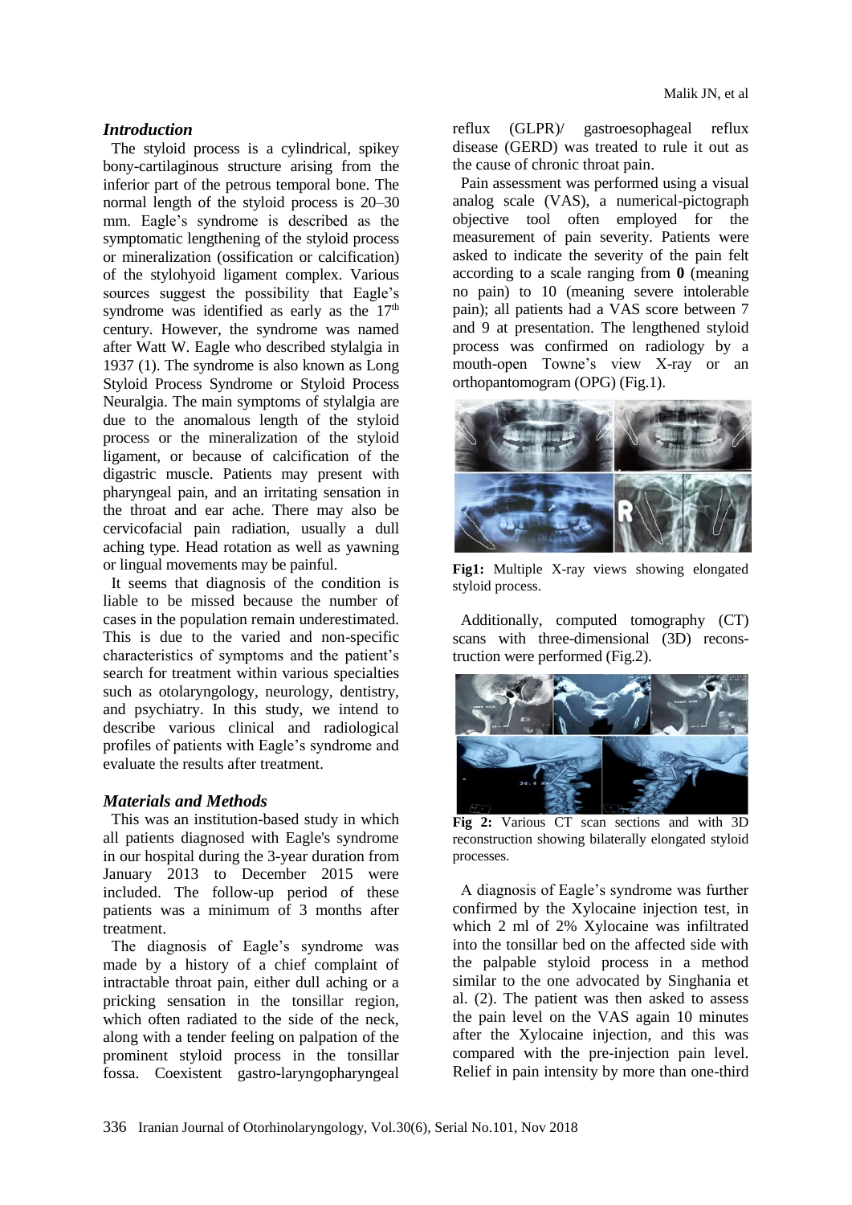## *Introduction*

The styloid process is a cylindrical, spikey bony-cartilaginous structure arising from the inferior part of the petrous temporal bone. The normal length of the styloid process is 20–30 mm. Eagle's syndrome is described as the symptomatic lengthening of the styloid process or mineralization (ossification or calcification) of the stylohyoid ligament complex. Various sources suggest the possibility that Eagle's syndrome was identified as early as the 17th century. However, the syndrome was named after Watt W. Eagle who described stylalgia in 1937 (1). The syndrome is also known as Long Styloid Process Syndrome or Styloid Process Neuralgia. The main symptoms of stylalgia are due to the anomalous length of the styloid process or the mineralization of the styloid ligament, or because of calcification of the digastric muscle. Patients may present with pharyngeal pain, and an irritating sensation in the throat and ear ache. There may also be cervicofacial pain radiation, usually a dull aching type. Head rotation as well as yawning or lingual movements may be painful.

It seems that diagnosis of the condition is liable to be missed because the number of cases in the population remain underestimated. This is due to the varied and non-specific characteristics of symptoms and the patient's search for treatment within various specialties such as otolaryngology, neurology, dentistry, and psychiatry. In this study, we intend to describe various clinical and radiological profiles of patients with Eagle's syndrome and evaluate the results after treatment.

## *Materials and Methods*

This was an institution-based study in which all patients diagnosed with Eagle's syndrome in our hospital during the 3-year duration from January 2013 to December 2015 were included. The follow-up period of these patients was a minimum of 3 months after treatment.

The diagnosis of Eagle's syndrome was made by a history of a chief complaint of intractable throat pain, either dull aching or a pricking sensation in the tonsillar region, which often radiated to the side of the neck, along with a tender feeling on palpation of the prominent styloid process in the tonsillar fossa. Coexistent gastro-laryngopharyngeal reflux (GLPR)/ gastroesophageal reflux disease (GERD) was treated to rule it out as the cause of chronic throat pain.

Pain assessment was performed using a visual analog scale (VAS), a numerical-pictograph objective tool often employed for the measurement of pain severity. Patients were asked to indicate the severity of the pain felt according to a scale ranging from **0** (meaning no pain) to 10 (meaning severe intolerable pain); all patients had a VAS score between 7 and 9 at presentation. The lengthened styloid process was confirmed on radiology by a mouth-open Towne's view X-ray or an orthopantomogram (OPG) (Fig.1).

**Fig1:** Multiple X-ray views showing elongated styloid process.

Additionally, computed tomography (CT) scans with three-dimensional (3D) reconstruction were performed (Fig.2).

**Fig 2:** Various CT scan sections and with 3D reconstruction showing bilaterally elongated styloid processes.

A diagnosis of Eagle's syndrome was further confirmed by the Xylocaine injection test, in which 2 ml of 2% Xylocaine was infiltrated into the tonsillar bed on the affected side with the palpable styloid process in a method similar to the one advocated by Singhania et al. (2). The patient was then asked to assess the pain level on the VAS again 10 minutes after the Xylocaine injection, and this was compared with the pre-injection pain level. Relief in pain intensity by more than one-third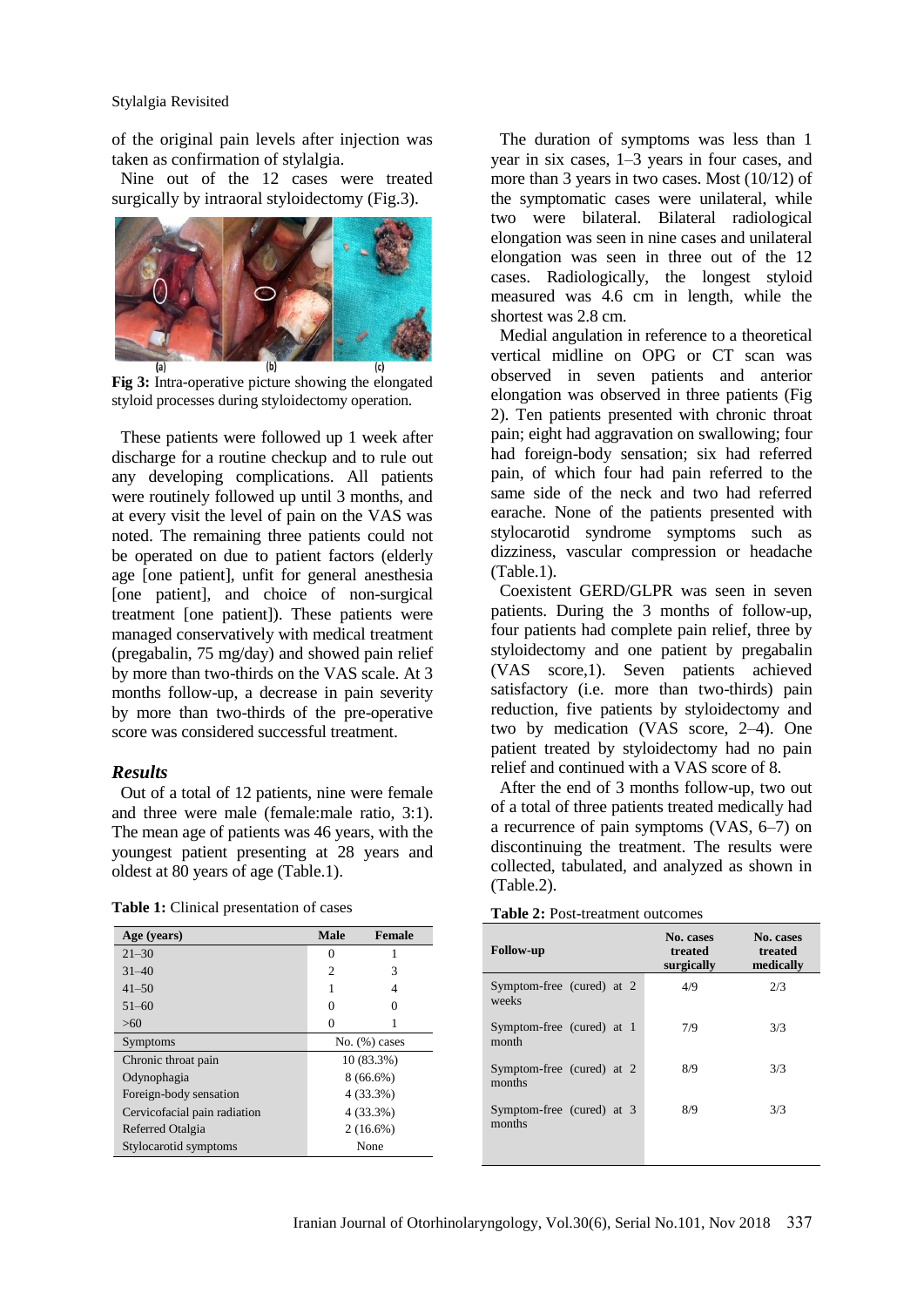of the original pain levels after injection was taken as confirmation of stylalgia.

Nine out of the 12 cases were treated surgically by intraoral styloidectomy (Fig.3).

**Fig 3:** Intra-operative picture showing the elongated styloid processes during styloidectomy operation.

These patients were followed up 1 week after discharge for a routine checkup and to rule out any developing complications. All patients were routinely followed up until 3 months, and at every visit the level of pain on the VAS was noted. The remaining three patients could not be operated on due to patient factors (elderly age [one patient], unfit for general anesthesia [one patient], and choice of non-surgical treatment [one patient]). These patients were managed conservatively with medical treatment (pregabalin, 75 mg/day) and showed pain relief by more than two-thirds on the VAS scale. At 3 months follow-up, a decrease in pain severity by more than two-thirds of the pre-operative score was considered successful treatment.

## *Results*

Out of a total of 12 patients, nine were female and three were male (female:male ratio, 3:1). The mean age of patients was 46 years, with the youngest patient presenting at 28 years and oldest at 80 years of age (Table.1).

**Table 1:** Clinical presentation of cases

| Age (years) | Male | Female |
|---|---|---|
| 21–30 | 0 | 1 |
| 31–40 | 2 | 3 |
| 41–50 | 1 | 4 |
| 51–60 | 0 | 0 |
| >60 | 0 | 1 |
| Symptoms | No. (%) cases | |
| Chronic throat pain | 10 (83.3%) | |
| Odynophagia | 8 (66.6%) | |
| Foreign-body sensation | 4 (33.3%) | |
| Cervicofacial pain radiation | 4 (33.3%) | |
| Referred Otalgia | 2 (16.6%) | |
| Stylocarotid symptoms | None | |

The duration of symptoms was less than 1 year in six cases, 1–3 years in four cases, and more than 3 years in two cases. Most (10/12) of the symptomatic cases were unilateral, while two were bilateral. Bilateral radiological elongation was seen in nine cases and unilateral elongation was seen in three out of the 12 cases. Radiologically, the longest styloid measured was 4.6 cm in length, while the shortest was 2.8 cm.

Medial angulation in reference to a theoretical vertical midline on OPG or CT scan was observed in seven patients and anterior elongation was observed in three patients (Fig 2). Ten patients presented with chronic throat pain; eight had aggravation on swallowing; four had foreign-body sensation; six had referred pain, of which four had pain referred to the same side of the neck and two had referred earache. None of the patients presented with stylocarotid syndrome symptoms such as dizziness, vascular compression or headache (Table.1).

Coexistent GERD/GLPR was seen in seven patients. During the 3 months of follow-up, four patients had complete pain relief, three by styloidectomy and one patient by pregabalin (VAS score,1). Seven patients achieved satisfactory (i.e. more than two-thirds) pain reduction, five patients by styloidectomy and two by medication (VAS score, 2–4). One patient treated by styloidectomy had no pain relief and continued with a VAS score of 8.

After the end of 3 months follow-up, two out of a total of three patients treated medically had a recurrence of pain symptoms (VAS, 6–7) on discontinuing the treatment. The results were collected, tabulated, and analyzed as shown in (Table.2).

**Table 2:** Post-treatment outcomes

| Follow-up | No. cases treated surgically | No. cases treated medically |
|---|---|---|
| Symptom-free (cured) at 2 weeks | 4/9 | 2/3 |
| Symptom-free (cured) at 1 month | 7/9 | 3/3 |
| Symptom-free (cured) at 2 months | 8/9 | 3/3 |
| Symptom-free (cured) at 3 months | 8/9 | 3/3 |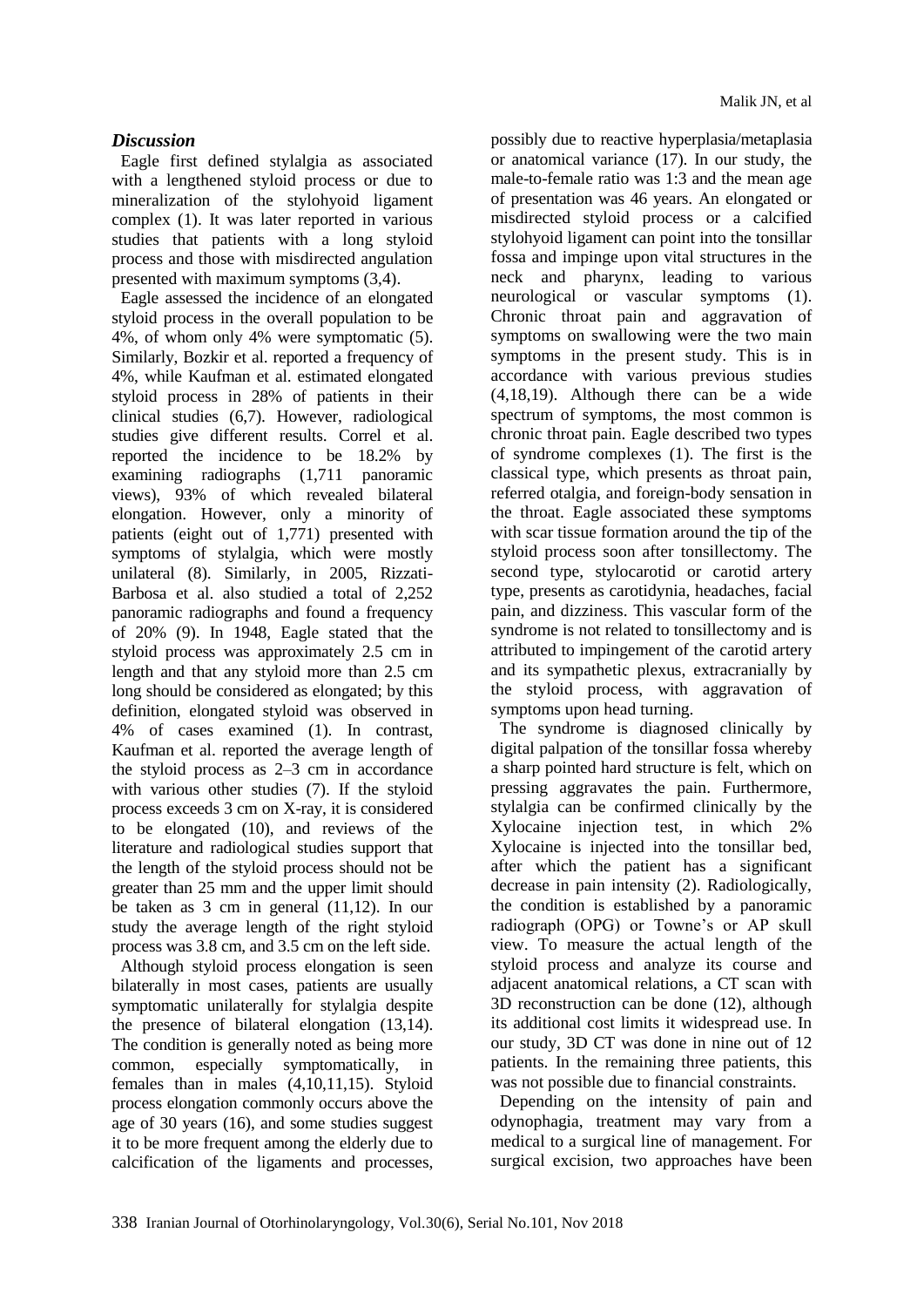### *Discussion*

Eagle first defined stylalgia as associated with a lengthened styloid process or due to mineralization of the stylohyoid ligament complex (1). It was later reported in various studies that patients with a long styloid process and those with misdirected angulation presented with maximum symptoms (3,4).

Eagle assessed the incidence of an elongated styloid process in the overall population to be 4%, of whom only 4% were symptomatic (5). Similarly, Bozkir et al. reported a frequency of 4%, while Kaufman et al. estimated elongated styloid process in 28% of patients in their clinical studies (6,7). However, radiological studies give different results. Correl et al. reported the incidence to be 18.2% by examining radiographs (1,711 panoramic views), 93% of which revealed bilateral elongation. However, only a minority of patients (eight out of 1,771) presented with symptoms of stylalgia, which were mostly unilateral (8). Similarly, in 2005, Rizzati-Barbosa et al. also studied a total of 2,252 panoramic radiographs and found a frequency of 20% (9). In 1948, Eagle stated that the styloid process was approximately 2.5 cm in length and that any styloid more than 2.5 cm long should be considered as elongated; by this definition, elongated styloid was observed in 4% of cases examined (1). In contrast, Kaufman et al. reported the average length of the styloid process as 2–3 cm in accordance with various other studies (7). If the styloid process exceeds 3 cm on X-ray, it is considered to be elongated (10), and reviews of the literature and radiological studies support that the length of the styloid process should not be greater than 25 mm and the upper limit should be taken as 3 cm in general (11,12). In our study the average length of the right styloid process was 3.8 cm, and 3.5 cm on the left side.

Although styloid process elongation is seen bilaterally in most cases, patients are usually symptomatic unilaterally for stylalgia despite the presence of bilateral elongation (13,14). The condition is generally noted as being more common, especially symptomatically, in females than in males (4,10,11,15). Styloid process elongation commonly occurs above the age of 30 years (16), and some studies suggest it to be more frequent among the elderly due to calcification of the ligaments and processes, possibly due to reactive hyperplasia/metaplasia or anatomical variance (17). In our study, the male-to-female ratio was 1:3 and the mean age of presentation was 46 years. An elongated or misdirected styloid process or a calcified stylohyoid ligament can point into the tonsillar fossa and impinge upon vital structures in the neck and pharynx, leading to various neurological or vascular symptoms (1). Chronic throat pain and aggravation of symptoms on swallowing were the two main symptoms in the present study. This is in accordance with various previous studies (4,18,19). Although there can be a wide spectrum of symptoms, the most common is chronic throat pain. Eagle described two types of syndrome complexes (1). The first is the classical type, which presents as throat pain, referred otalgia, and foreign-body sensation in the throat. Eagle associated these symptoms with scar tissue formation around the tip of the styloid process soon after tonsillectomy. The second type, stylocarotid or carotid artery type, presents as carotidynia, headaches, facial pain, and dizziness. This vascular form of the syndrome is not related to tonsillectomy and is attributed to impingement of the carotid artery and its sympathetic plexus, extracranially by the styloid process, with aggravation of symptoms upon head turning.

The syndrome is diagnosed clinically by digital palpation of the tonsillar fossa whereby a sharp pointed hard structure is felt, which on pressing aggravates the pain. Furthermore, stylalgia can be confirmed clinically by the Xylocaine injection test, in which 2% Xylocaine is injected into the tonsillar bed, after which the patient has a significant decrease in pain intensity (2). Radiologically, the condition is established by a panoramic radiograph (OPG) or Towne's or AP skull view. To measure the actual length of the styloid process and analyze its course and adjacent anatomical relations, a CT scan with 3D reconstruction can be done (12), although its additional cost limits it widespread use. In our study, 3D CT was done in nine out of 12 patients. In the remaining three patients, this was not possible due to financial constraints.

Depending on the intensity of pain and odynophagia, treatment may vary from a medical to a surgical line of management. For surgical excision, two approaches have been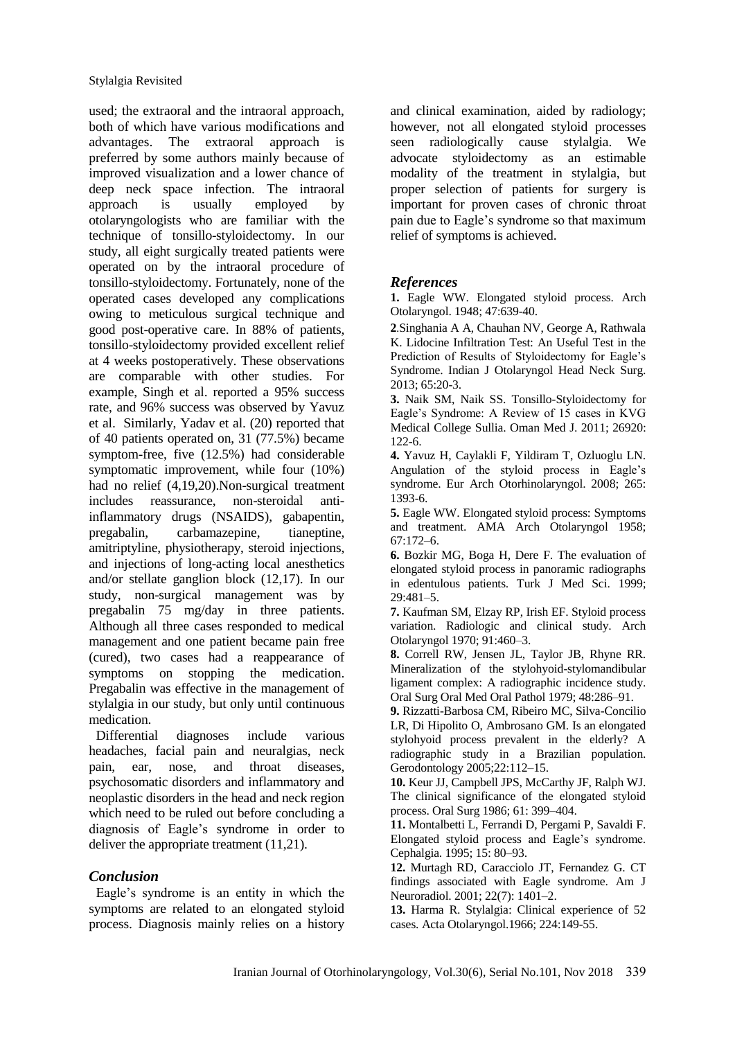used; the extraoral and the intraoral approach, both of which have various modifications and advantages. The extraoral approach is preferred by some authors mainly because of improved visualization and a lower chance of deep neck space infection. The intraoral approach is usually employed by otolaryngologists who are familiar with the technique of tonsillo-styloidectomy. In our study, all eight surgically treated patients were operated on by the intraoral procedure of tonsillo-styloidectomy. Fortunately, none of the operated cases developed any complications owing to meticulous surgical technique and good post-operative care. In 88% of patients, tonsillo-styloidectomy provided excellent relief at 4 weeks postoperatively. These observations are comparable with other studies. For example, Singh et al. reported a 95% success rate, and 96% success was observed by Yavuz et al. Similarly, Yadav et al. (20) reported that of 40 patients operated on, 31 (77.5%) became symptom-free, five (12.5%) had considerable symptomatic improvement, while four (10%) had no relief (4,19,20).Non-surgical treatment includes reassurance, non-steroidal anti-inflammatory drugs (NSAIDS), gabapentin, pregabalin, carbamazepine, tianeptine, amitriptyline, physiotherapy, steroid injections, and injections of long-acting local anesthetics and/or stellate ganglion block (12,17). In our study, non-surgical management was by pregabalin 75 mg/day in three patients. Although all three cases responded to medical management and one patient became pain free (cured), two cases had a reappearance of symptoms on stopping the medication. Pregabalin was effective in the management of stylalgia in our study, but only until continuous medication.

Differential diagnoses include various headaches, facial pain and neuralgias, neck pain, ear, nose, and throat diseases, psychosomatic disorders and inflammatory and neoplastic disorders in the head and neck region which need to be ruled out before concluding a diagnosis of Eagle's syndrome in order to deliver the appropriate treatment (11,21).

## *Conclusion*

Eagle's syndrome is an entity in which the symptoms are related to an elongated styloid process. Diagnosis mainly relies on a history and clinical examination, aided by radiology; however, not all elongated styloid processes seen radiologically cause stylalgia. We advocate styloidectomy as an estimable modality of the treatment in stylalgia, but proper selection of patients for surgery is important for proven cases of chronic throat pain due to Eagle's syndrome so that maximum relief of symptoms is achieved.

## *References*

**1.** Eagle WW. Elongated styloid process. Arch Otolaryngol. 1948; 47:639-40.

**2**.Singhania A A, Chauhan NV, George A, Rathwala K. Lidocine Infiltration Test: An Useful Test in the Prediction of Results of Styloidectomy for Eagle's Syndrome. Indian J Otolaryngol Head Neck Surg. 2013; 65:20-3.

**3.** Naik SM, Naik SS. Tonsillo-Styloidectomy for Eagle's Syndrome: A Review of 15 cases in KVG Medical College Sullia. Oman Med J. 2011; 26920: 122-6.

**4.** Yavuz H, Caylakli F, Yildiram T, Ozluoglu LN. Angulation of the styloid process in Eagle's syndrome. Eur Arch Otorhinolaryngol. 2008; 265: 1393-6.

**5.** Eagle WW. Elongated styloid process: Symptoms and treatment. AMA Arch Otolaryngol 1958; 67:172–6.

**6.** Bozkir MG, Boga H, Dere F. The evaluation of elongated styloid process in panoramic radiographs in edentulous patients. Turk J Med Sci. 1999; 29:481–5.

**7.** Kaufman SM, Elzay RP, Irish EF. Styloid process variation. Radiologic and clinical study. Arch Otolaryngol 1970; 91:460–3.

**8.** Correll RW, Jensen JL, Taylor JB, Rhyne RR. Mineralization of the stylohyoid-stylomandibular ligament complex: A radiographic incidence study. Oral Surg Oral Med Oral Pathol 1979; 48:286–91.

**9.** Rizzatti-Barbosa CM, Ribeiro MC, Silva-Concilio LR, Di Hipolito O, Ambrosano GM. Is an elongated stylohyoid process prevalent in the elderly? A radiographic study in a Brazilian population. Gerodontology 2005;22:112–15.

**10.** Keur JJ, Campbell JPS, McCarthy JF, Ralph WJ. The clinical significance of the elongated styloid process. Oral Surg 1986; 61: 399–404.

**11.** Montalbetti L, Ferrandi D, Pergami P, Savaldi F. Elongated styloid process and Eagle's syndrome. Cephalgia. 1995; 15: 80–93.

**12.** Murtagh RD, Caracciolo JT, Fernandez G. CT findings associated with Eagle syndrome. Am J Neuroradiol. 2001; 22(7): 1401–2.

**13.** Harma R. Stylalgia: Clinical experience of 52 cases. Acta Otolaryngol.1966; 224:149-55.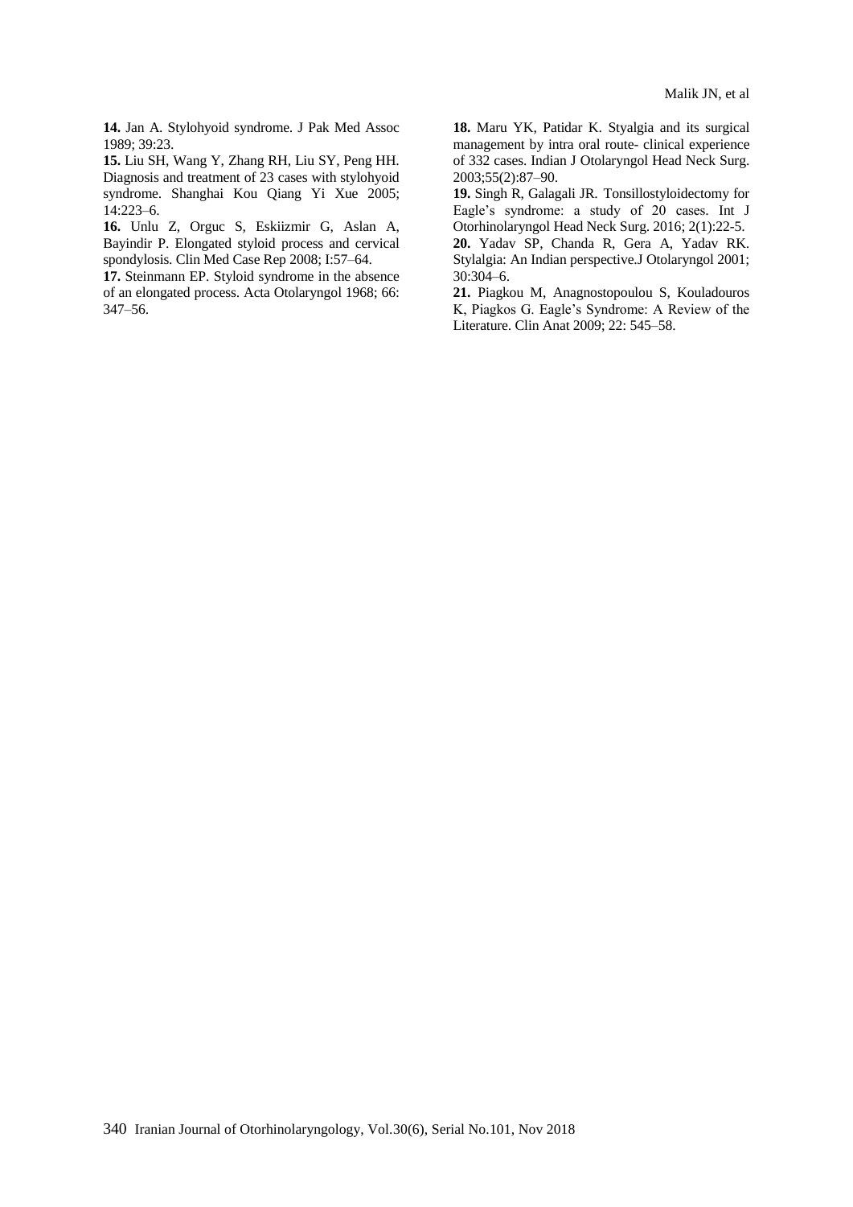**14.** Jan A. Stylohyoid syndrome. J Pak Med Assoc 1989; 39:23.

**15.** Liu SH, Wang Y, Zhang RH, Liu SY, Peng HH. Diagnosis and treatment of 23 cases with stylohyoid syndrome. Shanghai Kou Qiang Yi Xue 2005; 14:223–6.

**16.** Unlu Z, Orguc S, Eskiizmir G, Aslan A, Bayindir P. Elongated styloid process and cervical spondylosis. Clin Med Case Rep 2008; I:57–64.

**17.** Steinmann EP. Styloid syndrome in the absence of an elongated process. Acta Otolaryngol 1968; 66: 347–56.

**18.** Maru YK, Patidar K. Styalgia and its surgical management by intra oral route- clinical experience of 332 cases. Indian J Otolaryngol Head Neck Surg. 2003;55(2):87–90.

**19.** Singh R, Galagali JR. Tonsillostyloidectomy for Eagle's syndrome: a study of 20 cases. Int J Otorhinolaryngol Head Neck Surg. 2016; 2(1):22-5.

**20.** Yadav SP, Chanda R, Gera A, Yadav RK. Stylalgia: An Indian perspective.J Otolaryngol 2001; 30:304–6.

**21.** Piagkou M, Anagnostopoulou S, Kouladouros K, Piagkos G. Eagle's Syndrome: A Review of the Literature. Clin Anat 2009; 22: 545–58.